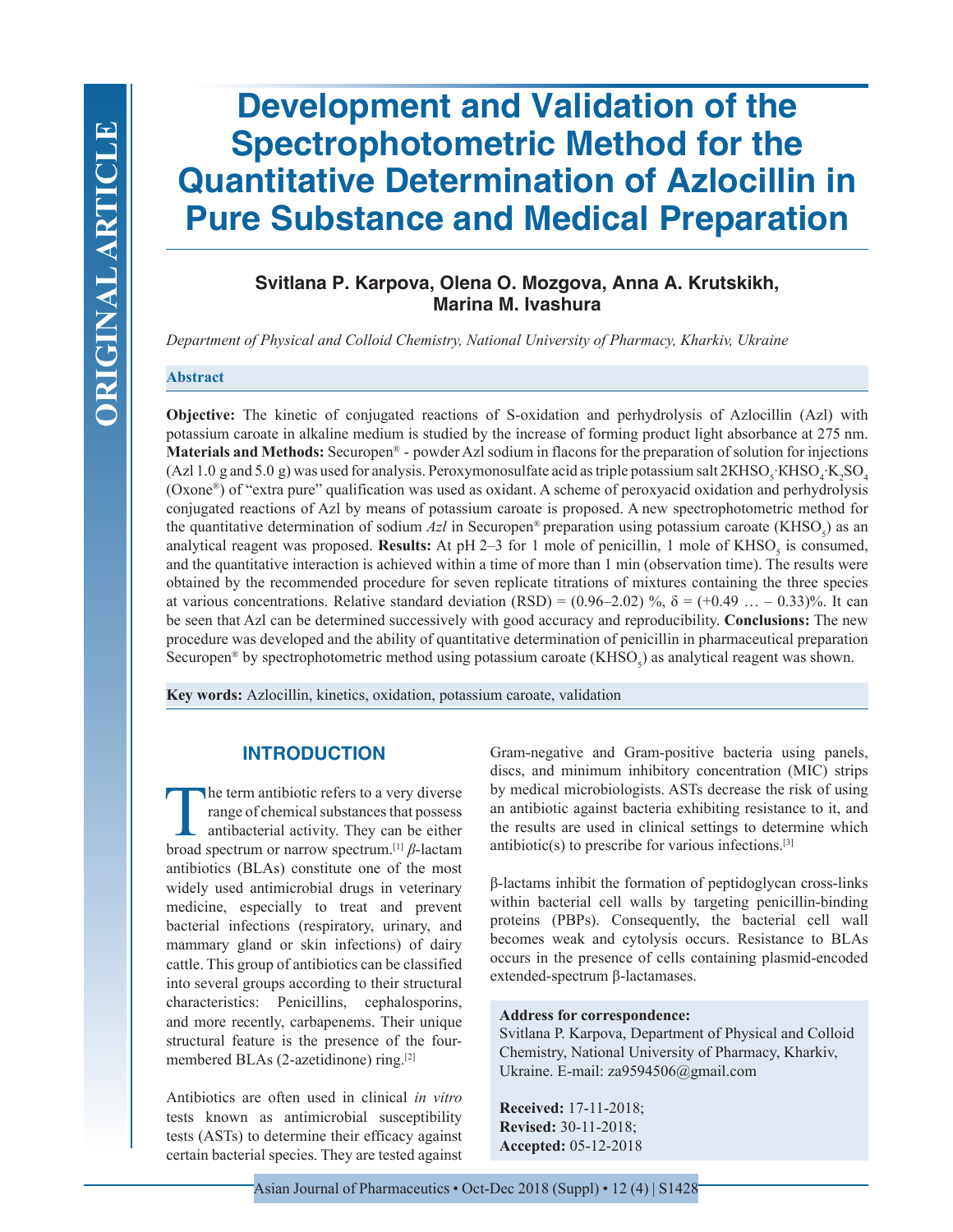ORIGINAL ARTICLE

# Development and Validation of the Spectrophotometric Method for the Quantitative Determination of Azlocillin in Pure Substance and Medical Preparation

**Svitlana P. Karpova, Olena O. Mozgova, Anna A. Krutskikh, Marina M. Ivashura**

*Department of Physical and Colloid Chemistry, National University of Pharmacy, Kharkiv, Ukraine*

## Abstract

**Objective:** The kinetic of conjugated reactions of S-oxidation and perhydrolysis of Azlocillin (Azl) with potassium caroate in alkaline medium is studied by the increase of forming product light absorbance at 275 nm. **Materials and Methods:** Securopen® - powder Azl sodium in flacons for the preparation of solution for injections (Azl 1.0 g and 5.0 g) was used for analysis. Peroxymonosulfate acid as triple potassium salt $2KHSO_5 \cdot KHSO_4 \cdot K_2SO_4$ (Oxone®) of "extra pure" qualification was used as oxidant. A scheme of peroxyacid oxidation and perhydrolysis conjugated reactions of Azl by means of potassium caroate is proposed. A new spectrophotometric method for the quantitative determination of sodium *Azl* in Securopen® preparation using potassium caroate ($KHSO_5$) as an analytical reagent was proposed. **Results:** At pH 2–3 for 1 mole of penicillin, 1 mole of $KHSO_5$ is consumed, and the quantitative interaction is achieved within a time of more than 1 min (observation time). The results were obtained by the recommended procedure for seven replicate titrations of mixtures containing the three species at various concentrations. Relative standard deviation (RSD) = (0.96–2.02) %, δ = (+0.49 … – 0.33)%. It can be seen that Azl can be determined successively with good accuracy and reproducibility. **Conclusions:** The new procedure was developed and the ability of quantitative determination of penicillin in pharmaceutical preparation Securopen® by spectrophotometric method using potassium caroate ($KHSO_5$) as analytical reagent was shown.

**Key words:** Azlocillin, kinetics, oxidation, potassium caroate, validation

## INTRODUCTION

The term antibiotic refers to a very diverse range of chemical substances that possess antibacterial activity. They can be either broad spectrum or narrow spectrum.[1] *β*-lactam antibiotics (BLAs) constitute one of the most widely used antimicrobial drugs in veterinary medicine, especially to treat and prevent bacterial infections (respiratory, urinary, and mammary gland or skin infections) of dairy cattle. This group of antibiotics can be classified into several groups according to their structural characteristics: Penicillins, cephalosporins, and more recently, carbapenems. Their unique structural feature is the presence of the four-membered BLAs (2-azetidinone) ring.[2]

Antibiotics are often used in clinical *in vitro* tests known as antimicrobial susceptibility tests (ASTs) to determine their efficacy against certain bacterial species. They are tested against Gram-negative and Gram-positive bacteria using panels, discs, and minimum inhibitory concentration (MIC) strips by medical microbiologists. ASTs decrease the risk of using an antibiotic against bacteria exhibiting resistance to it, and the results are used in clinical settings to determine which antibiotic(s) to prescribe for various infections.[3]

β-lactams inhibit the formation of peptidoglycan cross-links within bacterial cell walls by targeting penicillin-binding proteins (PBPs). Consequently, the bacterial cell wall becomes weak and cytolysis occurs. Resistance to BLAs occurs in the presence of cells containing plasmid-encoded extended-spectrum β-lactamases.

**Address for correspondence:**
Svitlana P. Karpova, Department of Physical and Colloid Chemistry, National University of Pharmacy, Kharkiv, Ukraine. E-mail: za9594506@gmail.com

**Received:** 17-11-2018;
**Revised:** 30-11-2018;
**Accepted:** 05-12-2018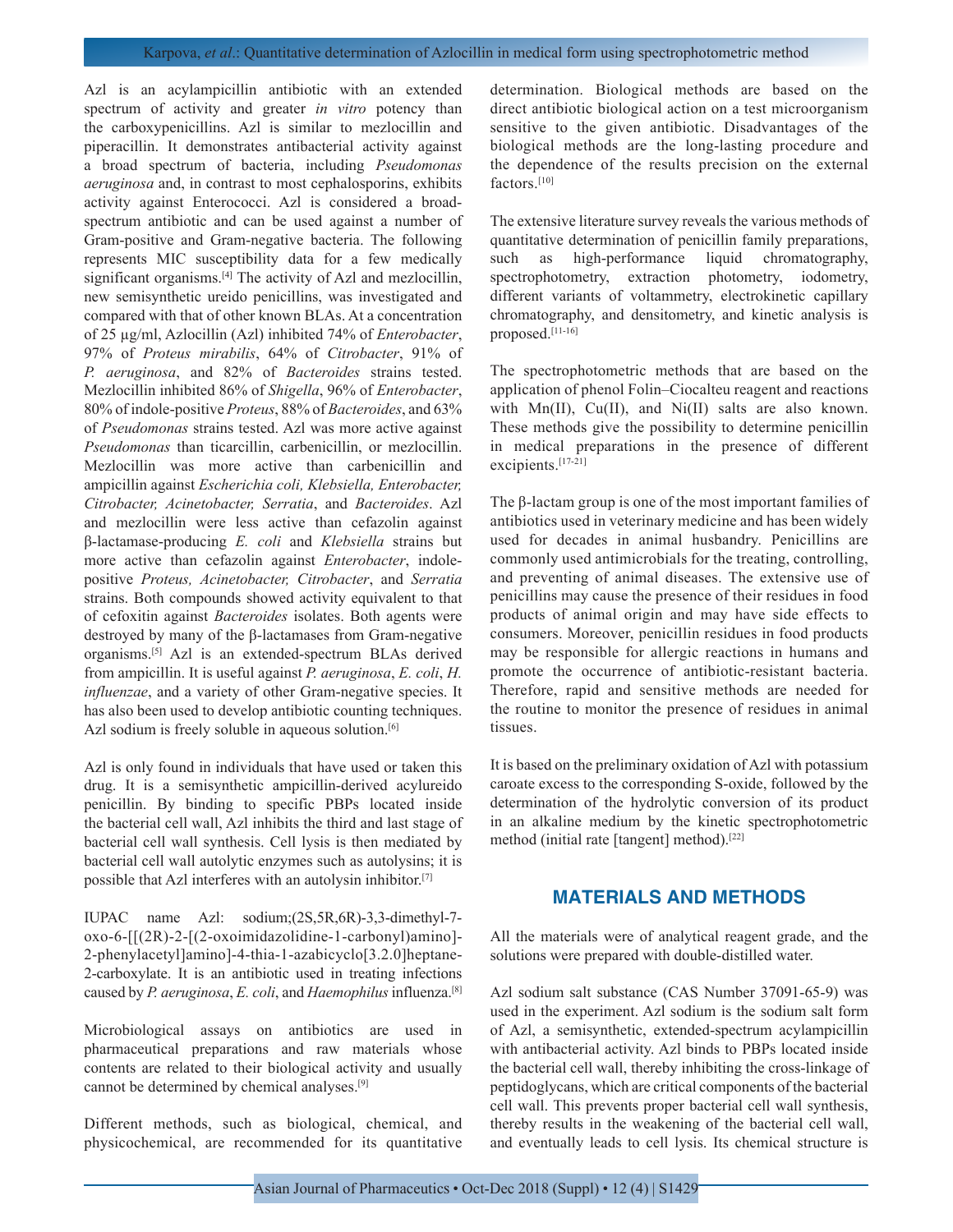Azl is an acylampicillin antibiotic with an extended spectrum of activity and greater *in vitro* potency than the carboxypenicillins. Azl is similar to mezlocillin and piperacillin. It demonstrates antibacterial activity against a broad spectrum of bacteria, including *Pseudomonas aeruginosa* and, in contrast to most cephalosporins, exhibits activity against Enterococci. Azl is considered a broad-spectrum antibiotic and can be used against a number of Gram-positive and Gram-negative bacteria. The following represents MIC susceptibility data for a few medically significant organisms.[4] The activity of Azl and mezlocillin, new semisynthetic ureido penicillins, was investigated and compared with that of other known BLAs. At a concentration of 25 µg/ml, Azlocillin (Azl) inhibited 74% of *Enterobacter*, 97% of *Proteus mirabilis*, 64% of *Citrobacter*, 91% of *P. aeruginosa*, and 82% of *Bacteroides* strains tested. Mezlocillin inhibited 86% of *Shigella*, 96% of *Enterobacter*, 80% of indole-positive *Proteus*, 88% of *Bacteroides*, and 63% of *Pseudomonas* strains tested. Azl was more active against *Pseudomonas* than ticarcillin, carbenicillin, or mezlocillin. Mezlocillin was more active than carbenicillin and ampicillin against *Escherichia coli, Klebsiella, Enterobacter, Citrobacter, Acinetobacter, Serratia*, and *Bacteroides*. Azl and mezlocillin were less active than cefazolin against β-lactamase-producing *E. coli* and *Klebsiella* strains but more active than cefazolin against *Enterobacter*, indole-positive *Proteus, Acinetobacter, Citrobacter*, and *Serratia* strains. Both compounds showed activity equivalent to that of cefoxitin against *Bacteroides* isolates. Both agents were destroyed by many of the β-lactamases from Gram-negative organisms.[5] Azl is an extended-spectrum BLAs derived from ampicillin. It is useful against *P. aeruginosa*, *E. coli*, *H. influenzae*, and a variety of other Gram-negative species. It has also been used to develop antibiotic counting techniques. Azl sodium is freely soluble in aqueous solution.[6]

Azl is only found in individuals that have used or taken this drug. It is a semisynthetic ampicillin-derived acylureido penicillin. By binding to specific PBPs located inside the bacterial cell wall, Azl inhibits the third and last stage of bacterial cell wall synthesis. Cell lysis is then mediated by bacterial cell wall autolytic enzymes such as autolysins; it is possible that Azl interferes with an autolysin inhibitor.[7]

IUPAC name Azl: sodium;(2S,5R,6R)-3,3-dimethyl-7-oxo-6-[[(2R)-2-[(2-oxoimidazolidine-1-carbonyl)amino]-2-phenylacetyl]amino]-4-thia-1-azabicyclo[3.2.0]heptane-2-carboxylate. It is an antibiotic used in treating infections caused by *P. aeruginosa*, *E. coli*, and *Haemophilus* influenza.[8]

Microbiological assays on antibiotics are used in pharmaceutical preparations and raw materials whose contents are related to their biological activity and usually cannot be determined by chemical analyses.[9]

Different methods, such as biological, chemical, and physicochemical, are recommended for its quantitative determination. Biological methods are based on the direct antibiotic biological action on a test microorganism sensitive to the given antibiotic. Disadvantages of the biological methods are the long-lasting procedure and the dependence of the results precision on the external factors.[10]

The extensive literature survey reveals the various methods of quantitative determination of penicillin family preparations, such as high-performance liquid chromatography, spectrophotometry, extraction photometry, iodometry, different variants of voltammetry, electrokinetic capillary chromatography, and densitometry, and kinetic analysis is proposed.[11-16]

The spectrophotometric methods that are based on the application of phenol Folin–Ciocalteu reagent and reactions with Mn(II), Cu(II), and Ni(II) salts are also known. These methods give the possibility to determine penicillin in medical preparations in the presence of different excipients.[17-21]

The β-lactam group is one of the most important families of antibiotics used in veterinary medicine and has been widely used for decades in animal husbandry. Penicillins are commonly used antimicrobials for the treating, controlling, and preventing of animal diseases. The extensive use of penicillins may cause the presence of their residues in food products of animal origin and may have side effects to consumers. Moreover, penicillin residues in food products may be responsible for allergic reactions in humans and promote the occurrence of antibiotic-resistant bacteria. Therefore, rapid and sensitive methods are needed for the routine to monitor the presence of residues in animal tissues.

It is based on the preliminary oxidation of Azl with potassium caroate excess to the corresponding S-oxide, followed by the determination of the hydrolytic conversion of its product in an alkaline medium by the kinetic spectrophotometric method (initial rate [tangent] method).[22]

## MATERIALS AND METHODS

All the materials were of analytical reagent grade, and the solutions were prepared with double-distilled water.

Azl sodium salt substance (CAS Number 37091-65-9) was used in the experiment. Azl sodium is the sodium salt form of Azl, a semisynthetic, extended-spectrum acylampicillin with antibacterial activity. Azl binds to PBPs located inside the bacterial cell wall, thereby inhibiting the cross-linkage of peptidoglycans, which are critical components of the bacterial cell wall. This prevents proper bacterial cell wall synthesis, thereby results in the weakening of the bacterial cell wall, and eventually leads to cell lysis. Its chemical structure is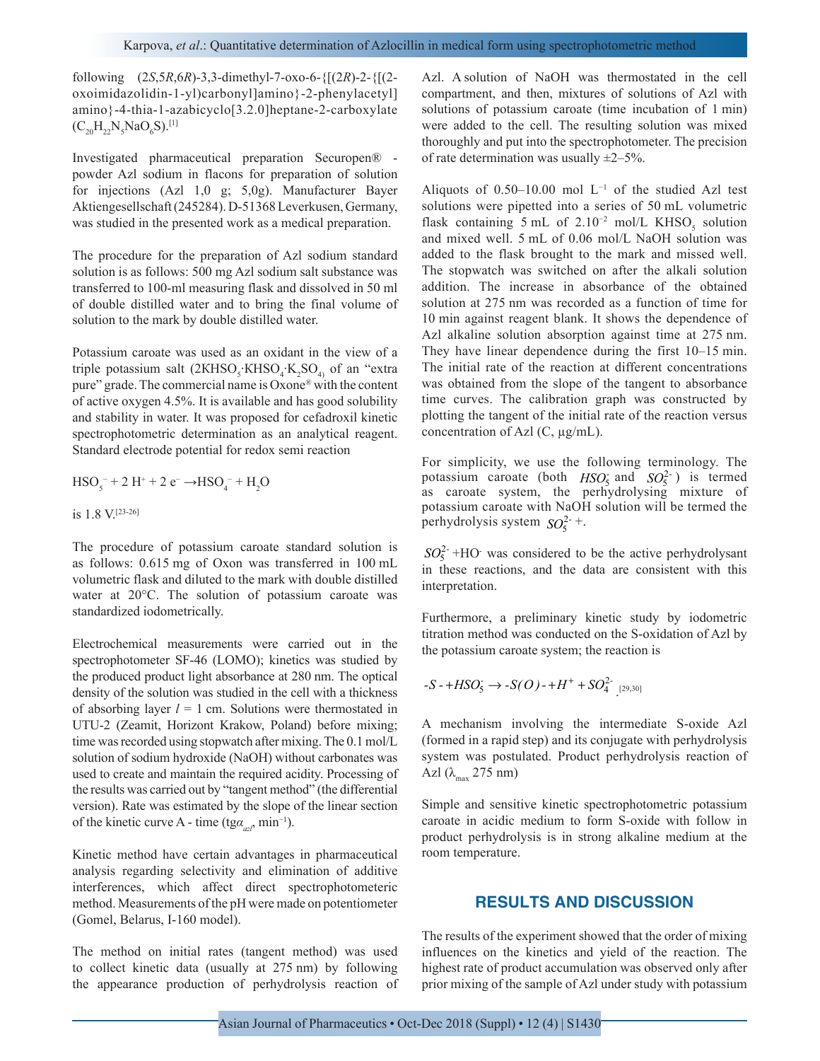following (2*S*,5*R*,6*R*)-3,3-dimethyl-7-oxo-6-{[(2*R*)-2-{[(2-oxoimidazolidin-1-yl)carbonyl]amino}-2-phenylacetyl]amino}-4-thia-1-azabicyclo[3.2.0]heptane-2-carboxylate ($C_{20}H_{22}N_5NaO_6S$).[1]

Investigated pharmaceutical preparation Securopen® - powder Azl sodium in flacons for preparation of solution for injections (Azl 1,0 g; 5,0g). Manufacturer Bayer Aktiengesellschaft (245284). D-51368 Leverkusen, Germany, was studied in the presented work as a medical preparation.

The procedure for the preparation of Azl sodium standard solution is as follows: 500 mg Azl sodium salt substance was transferred to 100-ml measuring flask and dissolved in 50 ml of double distilled water and to bring the final volume of solution to the mark by double distilled water.

Potassium caroate was used as an oxidant in the view of a triple potassium salt ($2KHSO_5{\cdot}KHSO_4{\cdot}K_2SO_4$) of an "extra pure" grade. The commercial name is Oxone® with the content of active oxygen 4.5%. It is available and has good solubility and stability in water. It was proposed for cefadroxil kinetic spectrophotometric determination as an analytical reagent. Standard electrode potential for redox semi reaction

$$HSO_5^- + 2\,H^+ + 2\,e^- \rightarrow HSO_4^- + H_2O$$

is 1.8 V.[23-26]

The procedure of potassium caroate standard solution is as follows: 0.615 mg of Oxon was transferred in 100 mL volumetric flask and diluted to the mark with double distilled water at 20°C. The solution of potassium caroate was standardized iodometrically.

Electrochemical measurements were carried out in the spectrophotometer SF-46 (LOMO); kinetics was studied by the produced product light absorbance at 280 nm. The optical density of the solution was studied in the cell with a thickness of absorbing layer $l$ = 1 cm. Solutions were thermostated in UTU-2 (Zeamit, Horizont Krakow, Poland) before mixing; time was recorded using stopwatch after mixing. The 0.1 mol/L solution of sodium hydroxide (NaOH) without carbonates was used to create and maintain the required acidity. Processing of the results was carried out by "tangent method" (the differential version). Rate was estimated by the slope of the linear section of the kinetic curve A - time ($tg\alpha_{azl}$, $min^{-1}$).

Kinetic method have certain advantages in pharmaceutical analysis regarding selectivity and elimination of additive interferences, which affect direct spectrophotometeric method. Measurements of the pH were made on potentiometer (Gomel, Belarus, I-160 model).

The method on initial rates (tangent method) was used to collect kinetic data (usually at 275 nm) by following the appearance production of perhydrolysis reaction of Azl. A solution of NaOH was thermostated in the cell compartment, and then, mixtures of solutions of Azl with solutions of potassium caroate (time incubation of 1 min) were added to the cell. The resulting solution was mixed thoroughly and put into the spectrophotometer. The precision of rate determination was usually ±2–5%.

Aliquots of 0.50–10.00 mol $L^{-1}$ of the studied Azl test solutions were pipetted into a series of 50 mL volumetric flask containing 5 mL of $2.10^{-2}$ mol/L $KHSO_5$ solution and mixed well. 5 mL of 0.06 mol/L NaOH solution was added to the flask brought to the mark and missed well. The stopwatch was switched on after the alkali solution addition. The increase in absorbance of the obtained solution at 275 nm was recorded as a function of time for 10 min against reagent blank. It shows the dependence of Azl alkaline solution absorption against time at 275 nm. They have linear dependence during the first 10–15 min. The initial rate of the reaction at different concentrations was obtained from the slope of the tangent to absorbance time curves. The calibration graph was constructed by plotting the tangent of the initial rate of the reaction versus concentration of Azl (C, µg/mL).

For simplicity, we use the following terminology. The potassium caroate (both $HSO_5^-$ and $SO_5^{2-}$) is termed as caroate system, the perhydrolysing mixture of potassium caroate with NaOH solution will be termed the perhydrolysis system $SO_5^{2-}$ +.

$SO_5^{2-}$ +$HO^-$ was considered to be the active perhydrolysant in these reactions, and the data are consistent with this interpretation.

Furthermore, a preliminary kinetic study by iodometric titration method was conducted on the S-oxidation of Azl by the potassium caroate system; the reaction is

$$-S- + HSO_5^- \rightarrow -S(O)- + H^+ + SO_4^{2-}$$ [29,30]

A mechanism involving the intermediate S-oxide Azl (formed in a rapid step) and its conjugate with perhydrolysis system was postulated. Product perhydrolysis reaction of Azl ($\lambda_{max}$ 275 nm)

Simple and sensitive kinetic spectrophotometric potassium caroate in acidic medium to form S-oxide with follow in product perhydrolysis is in strong alkaline medium at the room temperature.

## RESULTS AND DISCUSSION

The results of the experiment showed that the order of mixing influences on the kinetics and yield of the reaction. The highest rate of product accumulation was observed only after prior mixing of the sample of Azl under study with potassium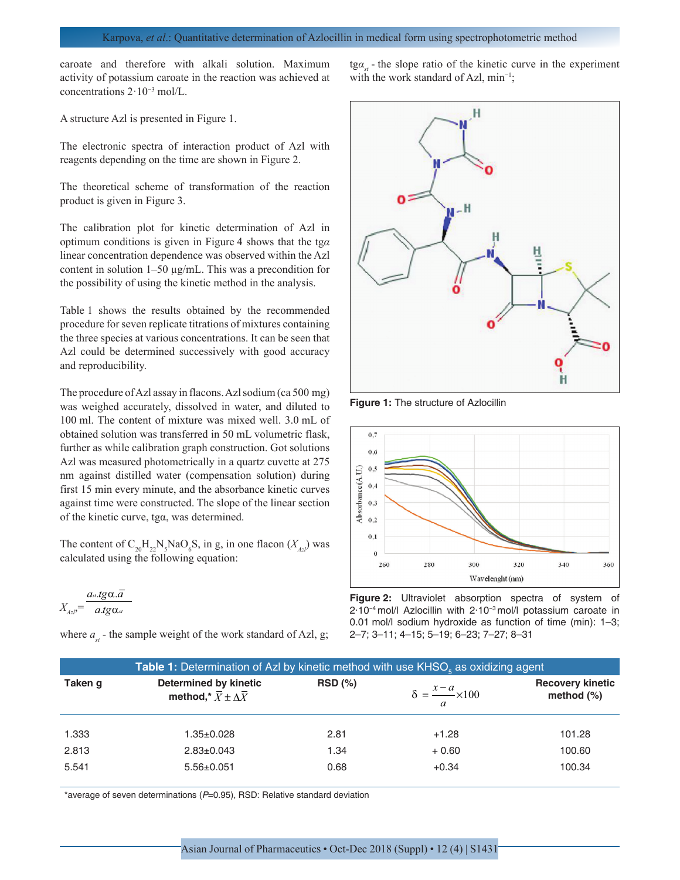caroate and therefore with alkali solution. Maximum activity of potassium caroate in the reaction was achieved at concentrations $2 \cdot 10^{-3}$ mol/L.

A structure Azl is presented in Figure 1.

The electronic spectra of interaction product of Azl with reagents depending on the time are shown in Figure 2.

The theoretical scheme of transformation of the reaction product is given in Figure 3.

The calibration plot for kinetic determination of Azl in optimum conditions is given in Figure 4 shows that the tg$\alpha$ linear concentration dependence was observed within the Azl content in solution 1–50 μg/mL. This was a precondition for the possibility of using the kinetic method in the analysis.

Table 1 shows the results obtained by the recommended procedure for seven replicate titrations of mixtures containing the three species at various concentrations. It can be seen that Azl could be determined successively with good accuracy and reproducibility.

The procedure of Azl assay in flacons. Azl sodium (ca 500 mg) was weighed accurately, dissolved in water, and diluted to 100 ml. The content of mixture was mixed well. 3.0 mL of obtained solution was transferred in 50 mL volumetric flask, further as while calibration graph construction. Got solutions Azl was measured photometrically in a quartz cuvette at 275 nm against distilled water (compensation solution) during first 15 min every minute, and the absorbance kinetic curves against time were constructed. The slope of the linear section of the kinetic curve, tg$\alpha$, was determined.

The content of $C_{20}H_{22}N_5NaO_6S$, in g, in one flacon ($X_{Azl}$) was calculated using the following equation:

$$X_{Azl} = \frac{a_{st} \cdot tg\alpha \cdot \bar{a}}{a \cdot tg\alpha_{st}}$$

where $a_{st}$ - the sample weight of the work standard of Azl, g;

tg$\alpha_{st}$ - the slope ratio of the kinetic curve in the experiment with the work standard of Azl, min$^{-1}$;

Figure 1: The structure of Azlocillin

Figure 2: Ultraviolet absorption spectra of system of $2 \cdot 10^{-4}$ mol/l Azlocillin with $2 \cdot 10^{-3}$ mol/l potassium caroate in 0.01 mol/l sodium hydroxide as function of time (min): 1–3; 2–7; 3–11; 4–15; 5–19; 6–23; 7–27; 8–31

**Table 1:** Determination of Azl by kinetic method with use $KHSO_5$ as oxidizing agent

| Taken g | Determined by kinetic method,* $\bar{X} \pm \Delta\bar{X}$ | RSD (%) | $\delta = \frac{x-a}{a} \times 100$ | Recovery kinetic method (%) |
|---|---|---|---|---|
| 1.333 | 1.35±0.028 | 2.81 | +1.28 | 101.28 |
| 2.813 | 2.83±0.043 | 1.34 | + 0.60 | 100.60 |
| 5.541 | 5.56±0.051 | 0.68 | +0.34 | 100.34 |

*average of seven determinations ($P$=0.95), RSD: Relative standard deviation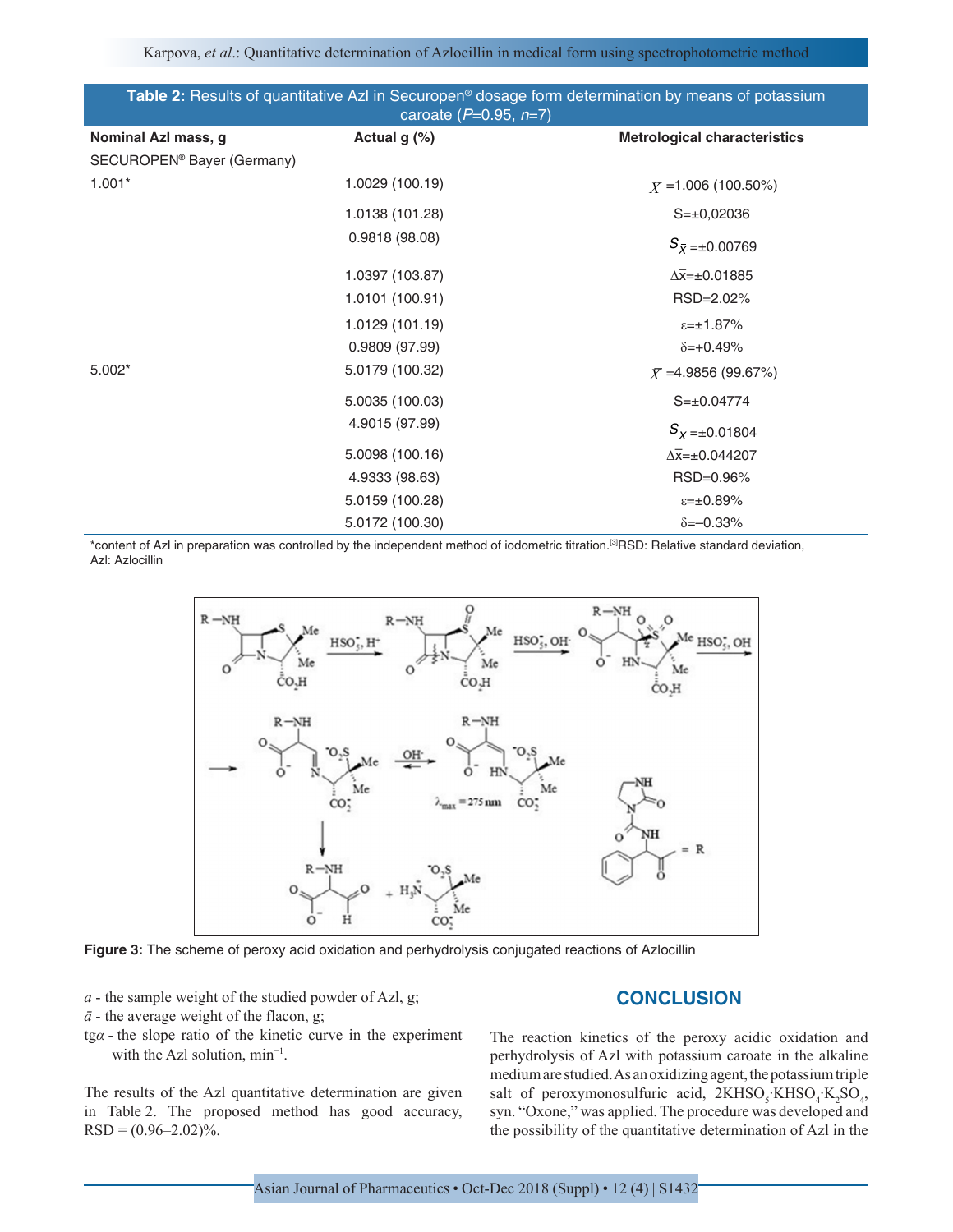**Table 2:** Results of quantitative Azl in Securopen® dosage form determination by means of potassium caroate ($P$=0.95, $n$=7)

| Nominal Azl mass, g | Actual g (%) | Metrological characteristics |
|---|---|---|
| SECUROPEN® Bayer (Germany) | | |
| 1.001* | 1.0029 (100.19) | $\bar{X}$ =1.006 (100.50%) |
| | 1.0138 (101.28) | S=±0,02036 |
| | 0.9818 (98.08) | $S_{\bar{X}}$ =±0.00769 |
| | 1.0397 (103.87) | $\Delta\bar{x}$=±0.01885 |
| | 1.0101 (100.91) | RSD=2.02% |
| | 1.0129 (101.19) | ε=±1.87% |
| | 0.9809 (97.99) | δ=+0.49% |
| 5.002* | 5.0179 (100.32) | $\bar{X}$ =4.9856 (99.67%) |
| | 5.0035 (100.03) | S=±0.04774 |
| | 4.9015 (97.99) | $S_{\bar{X}}$ =±0.01804 |
| | 5.0098 (100.16) | $\Delta\bar{x}$=±0.044207 |
| | 4.9333 (98.63) | RSD=0.96% |
| | 5.0159 (100.28) | ε=±0.89% |
| | 5.0172 (100.30) | δ=–0.33% |

*content of Azl in preparation was controlled by the independent method of iodometric titration.[3] RSD: Relative standard deviation, Azl: Azlocillin

**Figure 3:** The scheme of peroxy acid oxidation and perhydrolysis conjugated reactions of Azlocillin

$a$ - the sample weight of the studied powder of Azl, g;

$\bar{a}$ - the average weight of the flacon, g;

tg$\alpha$ - the slope ratio of the kinetic curve in the experiment with the Azl solution, min$^{-1}$.

The results of the Azl quantitative determination are given in Table 2. The proposed method has good accuracy, RSD = (0.96–2.02)%.

## CONCLUSION

The reaction kinetics of the peroxy acidic oxidation and perhydrolysis of Azl with potassium caroate in the alkaline medium are studied. As an oxidizing agent, the potassium triple salt of peroxymonosulfuric acid, $2KHSO_5{\cdot}KHSO_4{\cdot}K_2SO_4$, syn. "Oxone," was applied. The procedure was developed and the possibility of the quantitative determination of Azl in the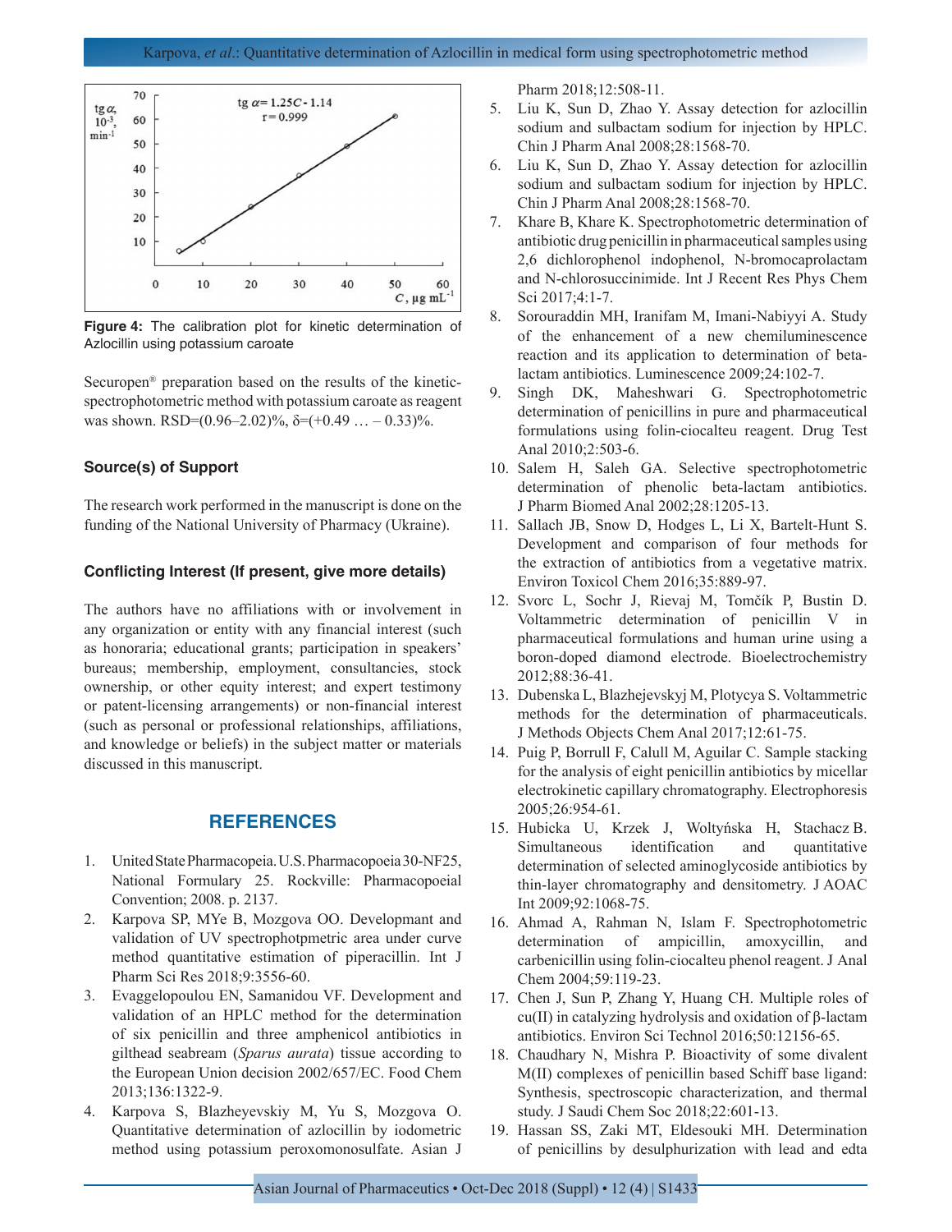Figure 4: The calibration plot for kinetic determination of Azlocillin using potassium caroate

Securopen® preparation based on the results of the kinetic-spectrophotometric method with potassium caroate as reagent was shown. RSD=(0.96–2.02)%, δ=(+0.49 … – 0.33)%.

### Source(s) of Support

The research work performed in the manuscript is done on the funding of the National University of Pharmacy (Ukraine).

### Conflicting Interest (If present, give more details)

The authors have no affiliations with or involvement in any organization or entity with any financial interest (such as honoraria; educational grants; participation in speakers' bureaus; membership, employment, consultancies, stock ownership, or other equity interest; and expert testimony or patent-licensing arrangements) or non-financial interest (such as personal or professional relationships, affiliations, and knowledge or beliefs) in the subject matter or materials discussed in this manuscript.

## REFERENCES

1. United State Pharmacopeia. U.S. Pharmacopoeia 30-NF25, National Formulary 25. Rockville: Pharmacopoeial Convention; 2008. p. 2137.
2. Karpova SP, MYe B, Mozgova OO. Developmant and validation of UV spectrophotpmetric area under curve method quantitative estimation of piperacillin. Int J Pharm Sci Res 2018;9:3556-60.
3. Evaggelopoulou EN, Samanidou VF. Development and validation of an HPLC method for the determination of six penicillin and three amphenicol antibiotics in gilthead seabream (*Sparus aurata*) tissue according to the European Union decision 2002/657/EC. Food Chem 2013;136:1322-9.
4. Karpova S, Blazheyevskiy M, Yu S, Mozgova O. Quantitative determination of azlocillin by iodometric method using potassium peroxomonosulfate. Asian J Pharm 2018;12:508-11.
5. Liu K, Sun D, Zhao Y. Assay detection for azlocillin sodium and sulbactam sodium for injection by HPLC. Chin J Pharm Anal 2008;28:1568-70.
6. Liu K, Sun D, Zhao Y. Assay detection for azlocillin sodium and sulbactam sodium for injection by HPLC. Chin J Pharm Anal 2008;28:1568-70.
7. Khare B, Khare K. Spectrophotometric determination of antibiotic drug penicillin in pharmaceutical samples using 2,6 dichlorophenol indophenol, N-bromocaprolactam and N-chlorosuccinimide. Int J Recent Res Phys Chem Sci 2017;4:1-7.
8. Sorouraddin MH, Iranifam M, Imani-Nabiyyi A. Study of the enhancement of a new chemiluminescence reaction and its application to determination of beta-lactam antibiotics. Luminescence 2009;24:102-7.
9. Singh DK, Maheshwari G. Spectrophotometric determination of penicillins in pure and pharmaceutical formulations using folin-ciocalteu reagent. Drug Test Anal 2010;2:503-6.
10. Salem H, Saleh GA. Selective spectrophotometric determination of phenolic beta-lactam antibiotics. J Pharm Biomed Anal 2002;28:1205-13.
11. Sallach JB, Snow D, Hodges L, Li X, Bartelt-Hunt S. Development and comparison of four methods for the extraction of antibiotics from a vegetative matrix. Environ Toxicol Chem 2016;35:889-97.
12. Svorc L, Sochr J, Rievaj M, Tomčík P, Bustin D. Voltammetric determination of penicillin V in pharmaceutical formulations and human urine using a boron-doped diamond electrode. Bioelectrochemistry 2012;88:36-41.
13. Dubenska L, Blazhejevskyj M, Plotycya S. Voltammetric methods for the determination of pharmaceuticals. J Methods Objects Chem Anal 2017;12:61-75.
14. Puig P, Borrull F, Calull M, Aguilar C. Sample stacking for the analysis of eight penicillin antibiotics by micellar electrokinetic capillary chromatography. Electrophoresis 2005;26:954-61.
15. Hubicka U, Krzek J, Woltyńska H, Stachacz B. Simultaneous identification and quantitative determination of selected aminoglycoside antibiotics by thin-layer chromatography and densitometry. J AOAC Int 2009;92:1068-75.
16. Ahmad A, Rahman N, Islam F. Spectrophotometric determination of ampicillin, amoxycillin, and carbenicillin using folin-ciocalteu phenol reagent. J Anal Chem 2004;59:119-23.
17. Chen J, Sun P, Zhang Y, Huang CH. Multiple roles of cu(II) in catalyzing hydrolysis and oxidation of β-lactam antibiotics. Environ Sci Technol 2016;50:12156-65.
18. Chaudhary N, Mishra P. Bioactivity of some divalent M(II) complexes of penicillin based Schiff base ligand: Synthesis, spectroscopic characterization, and thermal study. J Saudi Chem Soc 2018;22:601-13.
19. Hassan SS, Zaki MT, Eldesouki MH. Determination of penicillins by desulphurization with lead and edta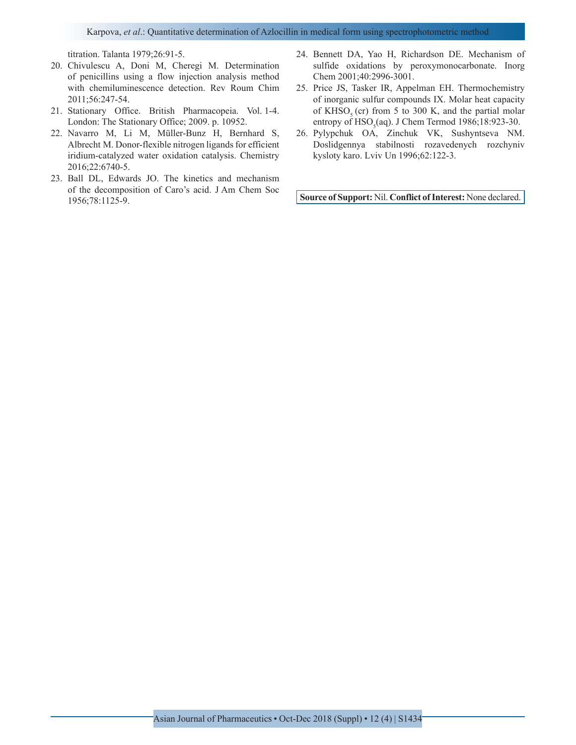titration. Talanta 1979;26:91-5.

20. Chivulescu A, Doni M, Cheregi M. Determination of penicillins using a flow injection analysis method with chemiluminescence detection. Rev Roum Chim 2011;56:247-54.
21. Stationary Office. British Pharmacopeia. Vol. 1-4. London: The Stationary Office; 2009. p. 10952.
22. Navarro M, Li M, Müller-Bunz H, Bernhard S, Albrecht M. Donor-flexible nitrogen ligands for efficient iridium-catalyzed water oxidation catalysis. Chemistry 2016;22:6740-5.
23. Ball DL, Edwards JO. The kinetics and mechanism of the decomposition of Caro's acid. J Am Chem Soc 1956;78:1125-9.
24. Bennett DA, Yao H, Richardson DE. Mechanism of sulfide oxidations by peroxymonocarbonate. Inorg Chem 2001;40:2996-3001.
25. Price JS, Tasker IR, Appelman EH. Thermochemistry of inorganic sulfur compounds IX. Molar heat capacity of $KHSO_5$ (cr) from 5 to 300 K, and the partial molar entropy of $HSO_5$(aq). J Chem Termod 1986;18:923-30.
26. Pylypchuk OA, Zinchuk VK, Sushyntseva NM. Doslidgennya stabilnosti rozavedenych rozchyniv kysloty karo. Lviv Un 1996;62:122-3.

**Source of Support:** Nil. **Conflict of Interest:** None declared.